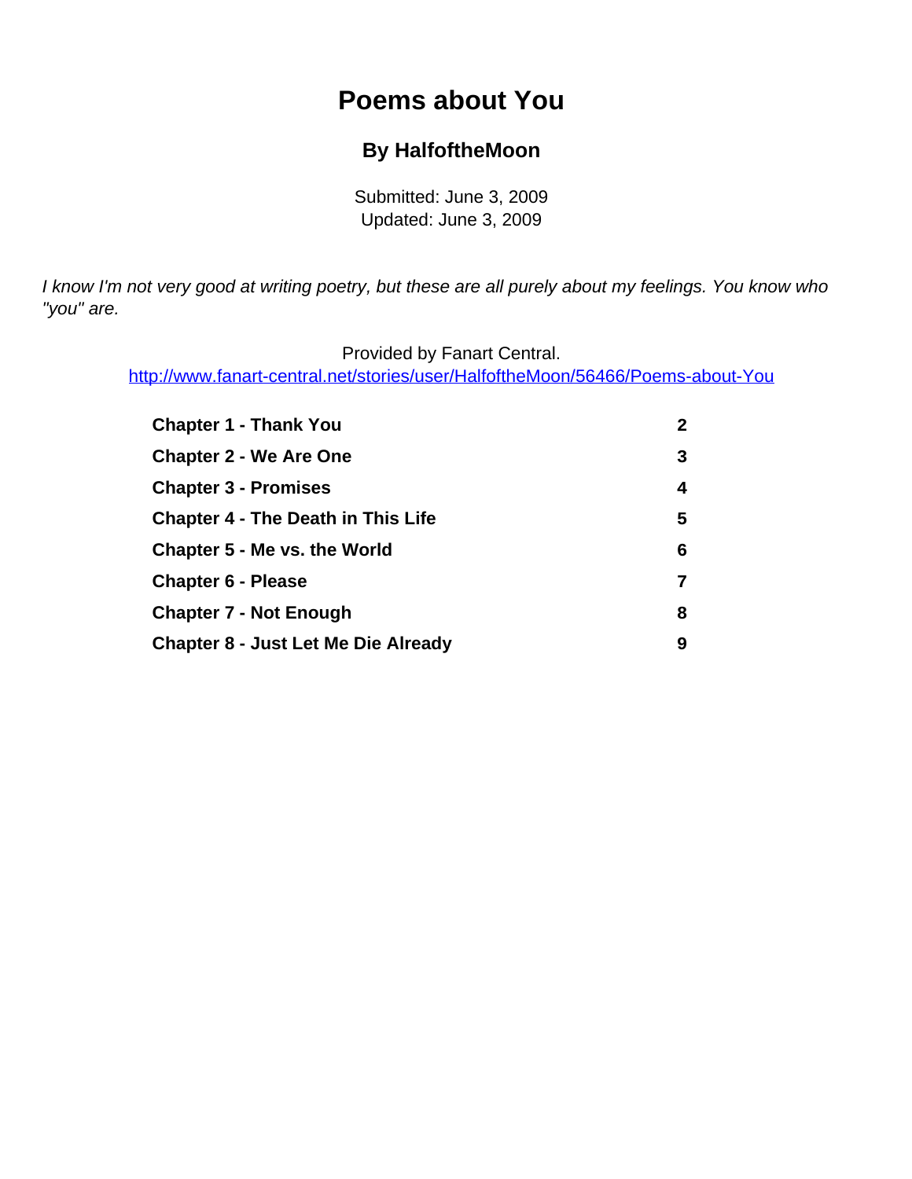# Poems about You

### By HalfoftheMoon

Submitted: June 3, 2009
Updated: June 3, 2009

*I know I'm not very good at writing poetry, but these are all purely about my feelings. You know who "you" are.*

Provided by Fanart Central.
http://www.fanart-central.net/stories/user/HalfoftheMoon/56466/Poems-about-You

| | |
|---|---|
| **Chapter 1 - Thank You** | **2** |
| **Chapter 2 - We Are One** | **3** |
| **Chapter 3 - Promises** | **4** |
| **Chapter 4 - The Death in This Life** | **5** |
| **Chapter 5 - Me vs. the World** | **6** |
| **Chapter 6 - Please** | **7** |
| **Chapter 7 - Not Enough** | **8** |
| **Chapter 8 - Just Let Me Die Already** | **9** |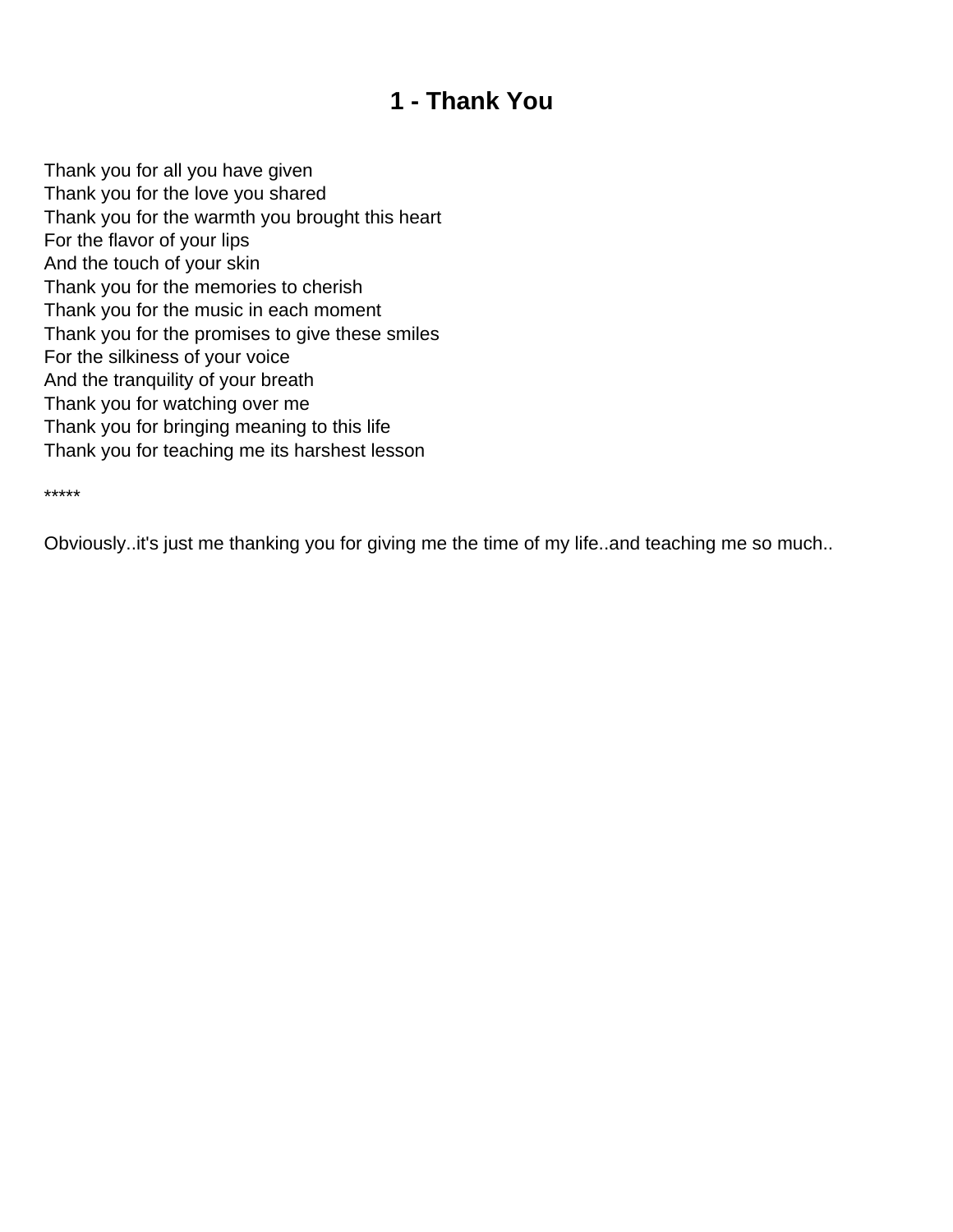# 1 - Thank You

Thank you for all you have given  
Thank you for the love you shared  
Thank you for the warmth you brought this heart  
For the flavor of your lips  
And the touch of your skin  
Thank you for the memories to cherish  
Thank you for the music in each moment  
Thank you for the promises to give these smiles  
For the silkiness of your voice  
And the tranquility of your breath  
Thank you for watching over me  
Thank you for bringing meaning to this life  
Thank you for teaching me its harshest lesson

*****

Obviously..it's just me thanking you for giving me the time of my life..and teaching me so much..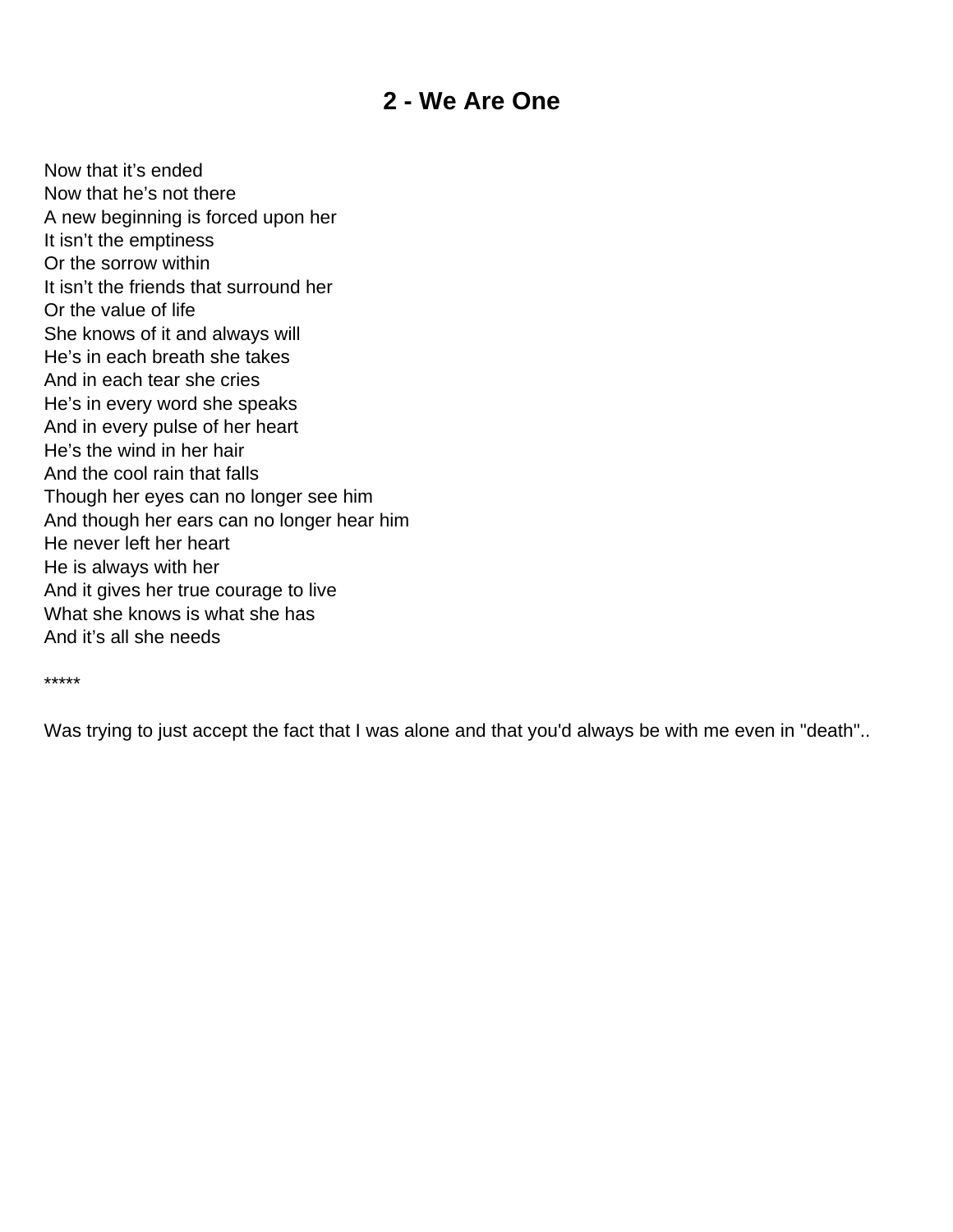# 2 - We Are One

Now that it's ended
Now that he's not there
A new beginning is forced upon her
It isn't the emptiness
Or the sorrow within
It isn't the friends that surround her
Or the value of life
She knows of it and always will
He's in each breath she takes
And in each tear she cries
He's in every word she speaks
And in every pulse of her heart
He's the wind in her hair
And the cool rain that falls
Though her eyes can no longer see him
And though her ears can no longer hear him
He never left her heart
He is always with her
And it gives her true courage to live
What she knows is what she has
And it's all she needs

*****

Was trying to just accept the fact that I was alone and that you'd always be with me even in "death"..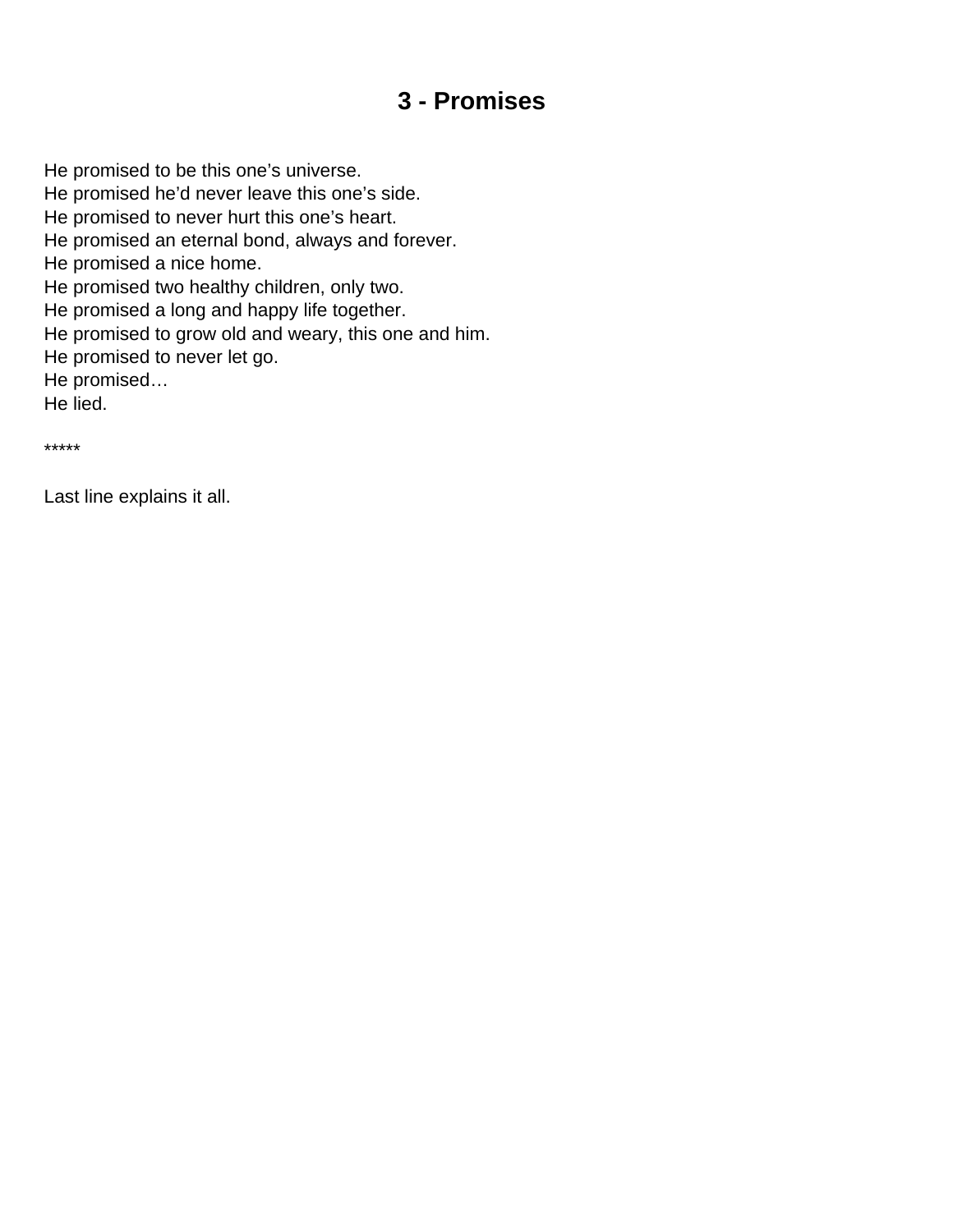# 3 - Promises

He promised to be this one’s universe.  
He promised he’d never leave this one’s side.  
He promised to never hurt this one’s heart.  
He promised an eternal bond, always and forever.  
He promised a nice home.  
He promised two healthy children, only two.  
He promised a long and happy life together.  
He promised to grow old and weary, this one and him.  
He promised to never let go.  
He promised…  
He lied.

*****

Last line explains it all.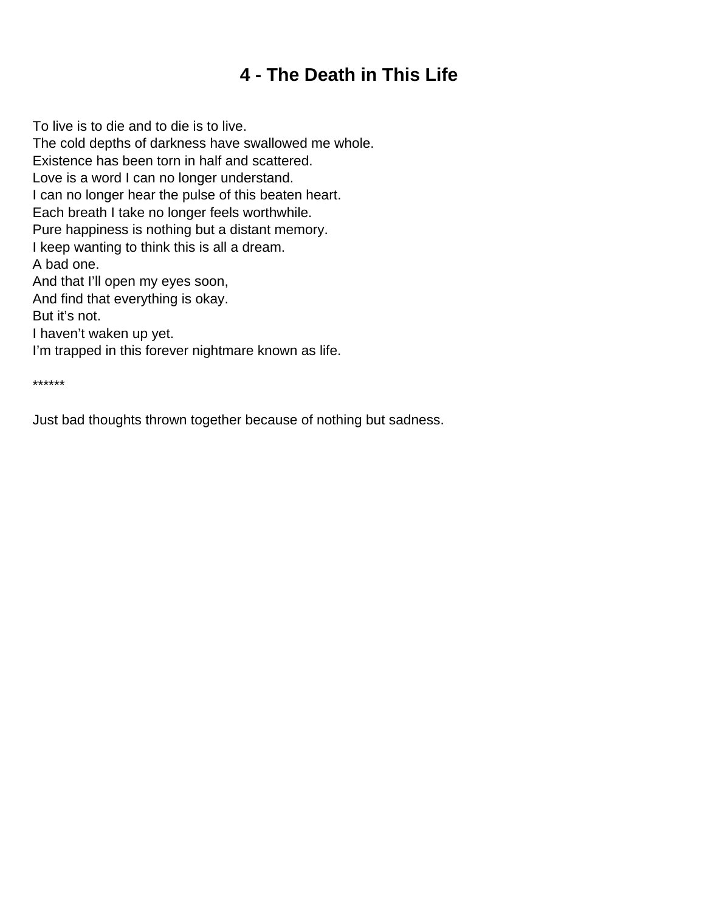# 4 - The Death in This Life

To live is to die and to die is to live.
The cold depths of darkness have swallowed me whole.
Existence has been torn in half and scattered.
Love is a word I can no longer understand.
I can no longer hear the pulse of this beaten heart.
Each breath I take no longer feels worthwhile.
Pure happiness is nothing but a distant memory.
I keep wanting to think this is all a dream.
A bad one.
And that I'll open my eyes soon,
And find that everything is okay.
But it's not.
I haven't waken up yet.
I'm trapped in this forever nightmare known as life.

******

Just bad thoughts thrown together because of nothing but sadness.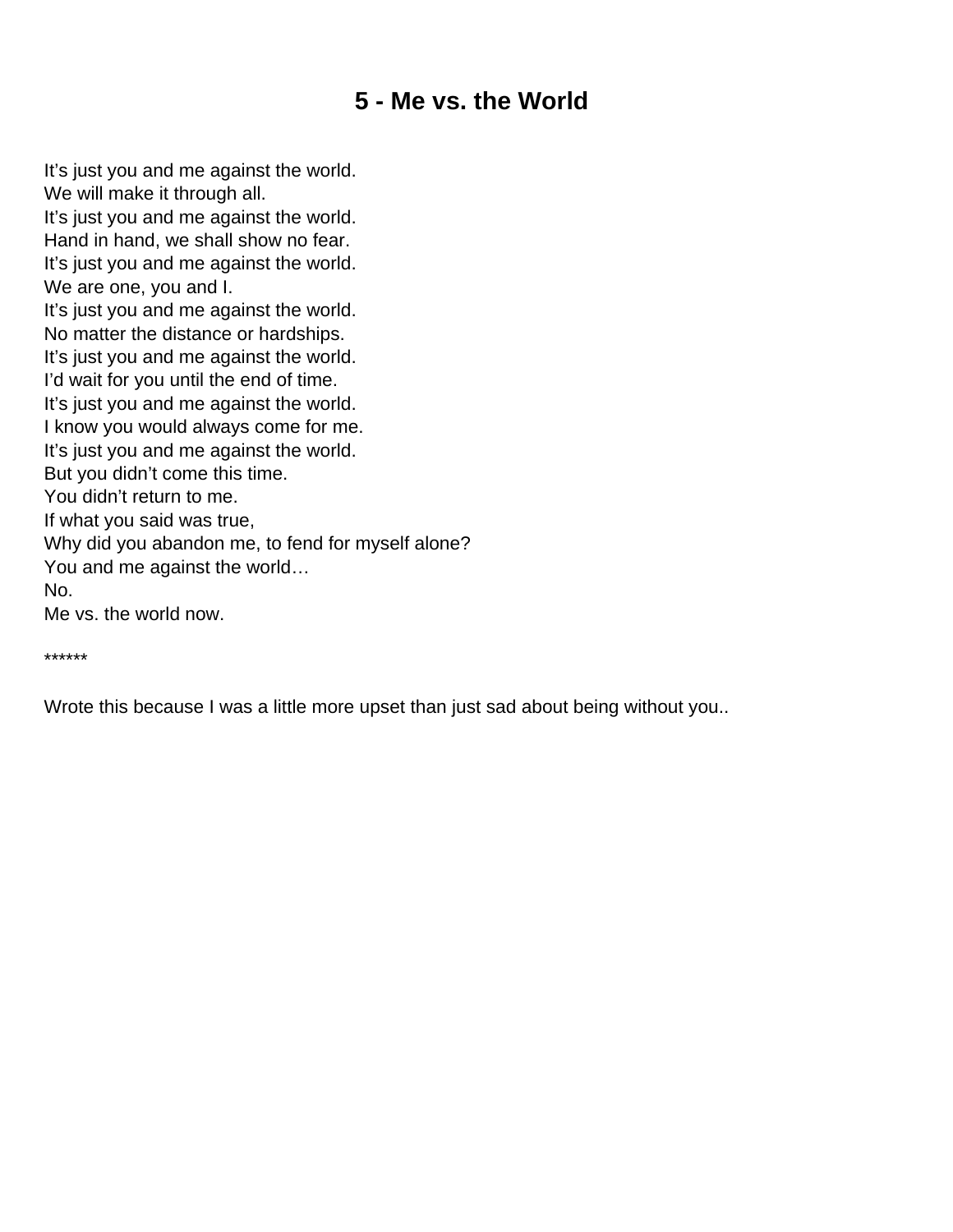# 5 - Me vs. the World

It’s just you and me against the world.
We will make it through all.
It’s just you and me against the world.
Hand in hand, we shall show no fear.
It’s just you and me against the world.
We are one, you and I.
It’s just you and me against the world.
No matter the distance or hardships.
It’s just you and me against the world.
I’d wait for you until the end of time.
It’s just you and me against the world.
I know you would always come for me.
It’s just you and me against the world.
But you didn’t come this time.
You didn’t return to me.
If what you said was true,
Why did you abandon me, to fend for myself alone?
You and me against the world…
No.
Me vs. the world now.

******

Wrote this because I was a little more upset than just sad about being without you..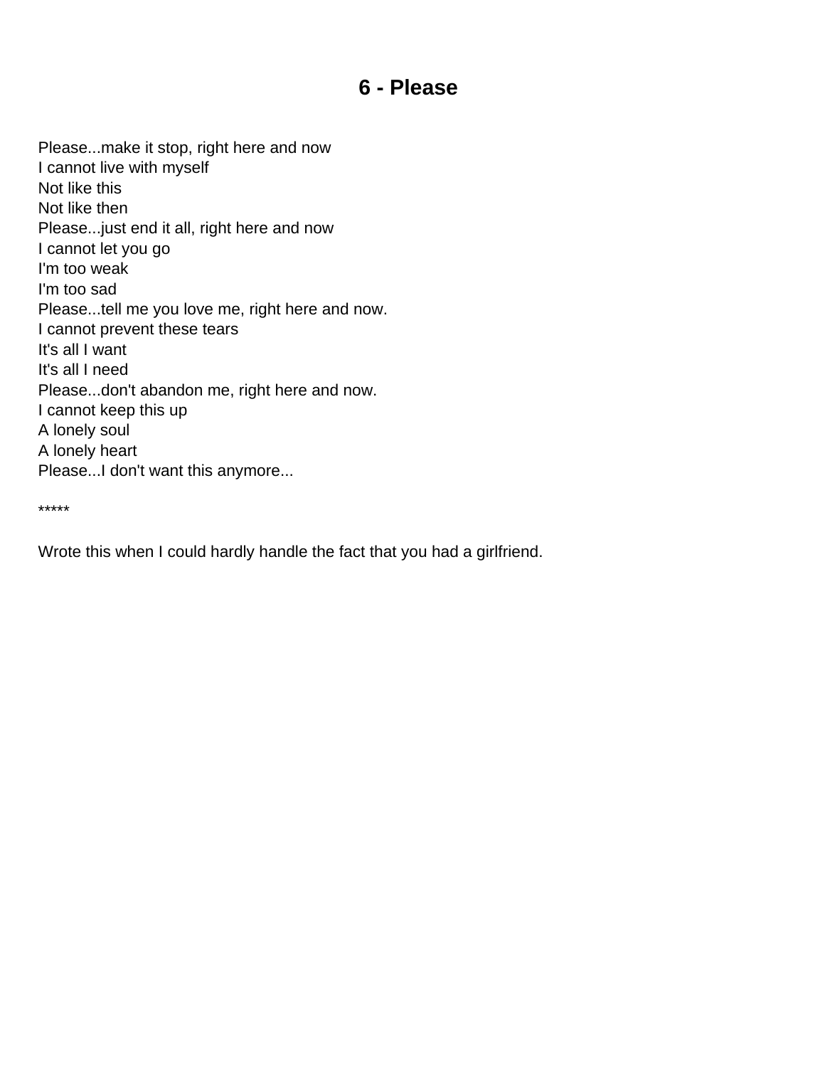# 6 - Please

Please...make it stop, right here and now
I cannot live with myself
Not like this
Not like then
Please...just end it all, right here and now
I cannot let you go
I'm too weak
I'm too sad
Please...tell me you love me, right here and now.
I cannot prevent these tears
It's all I want
It's all I need
Please...don't abandon me, right here and now.
I cannot keep this up
A lonely soul
A lonely heart
Please...I don't want this anymore...

*****

Wrote this when I could hardly handle the fact that you had a girlfriend.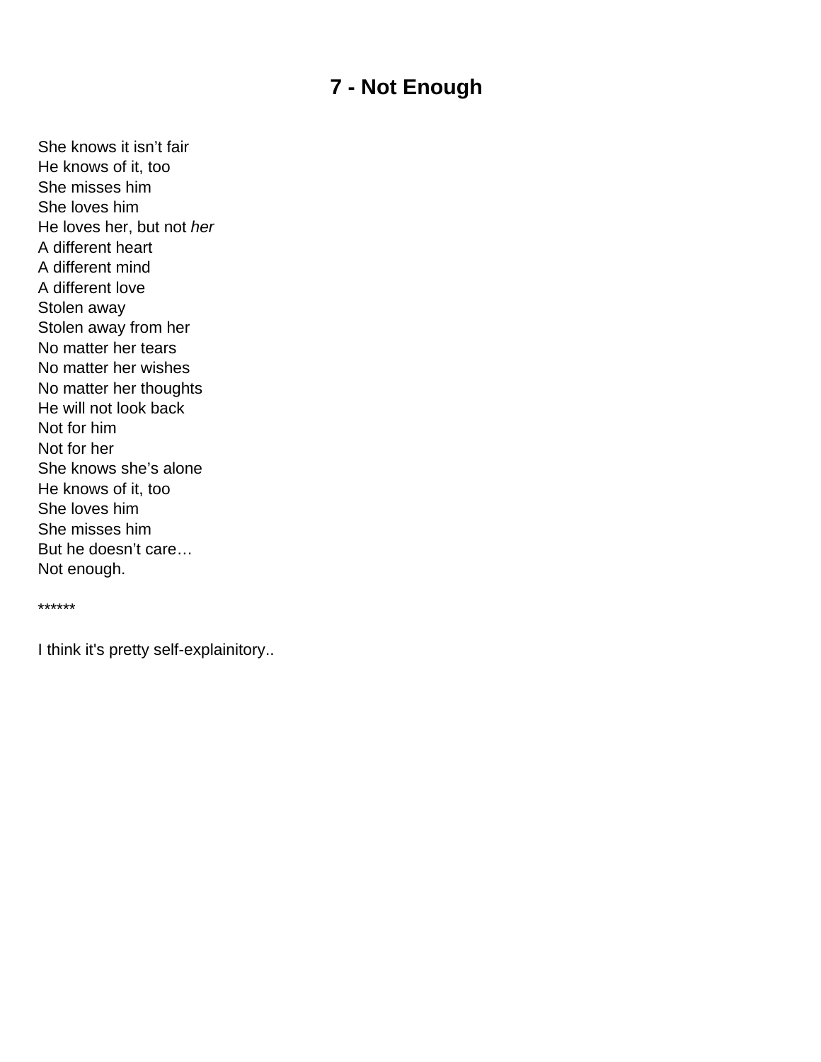# 7 - Not Enough

She knows it isn't fair  
He knows of it, too  
She misses him  
She loves him  
He loves her, but not *her*  
A different heart  
A different mind  
A different love  
Stolen away  
Stolen away from her  
No matter her tears  
No matter her wishes  
No matter her thoughts  
He will not look back  
Not for him  
Not for her  
She knows she's alone  
He knows of it, too  
She loves him  
She misses him  
But he doesn't care…  
Not enough.

******

I think it's pretty self-explainitory..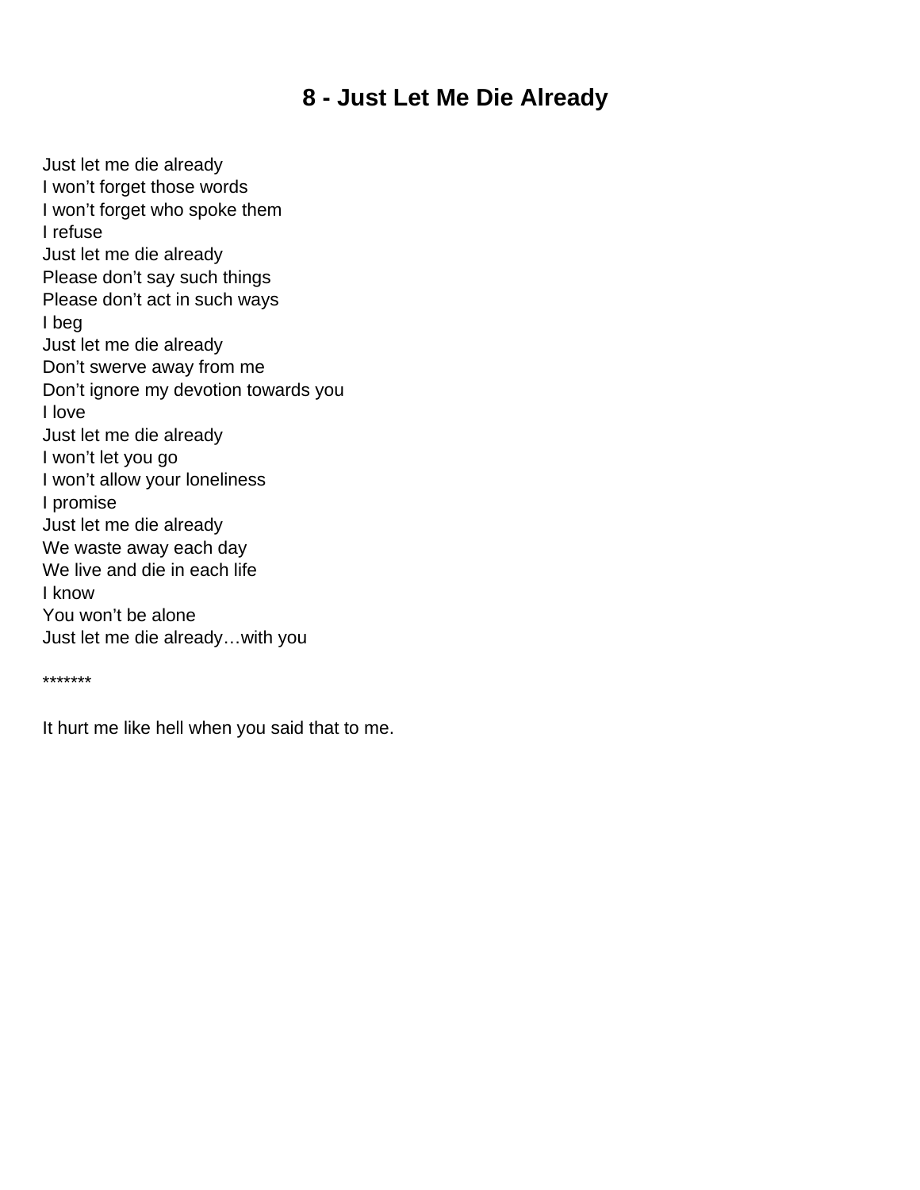# 8 - Just Let Me Die Already

Just let me die already
I won't forget those words
I won't forget who spoke them
I refuse
Just let me die already
Please don't say such things
Please don't act in such ways
I beg
Just let me die already
Don't swerve away from me
Don't ignore my devotion towards you
I love
Just let me die already
I won't let you go
I won't allow your loneliness
I promise
Just let me die already
We waste away each day
We live and die in each life
I know
You won't be alone
Just let me die already…with you

*******

It hurt me like hell when you said that to me.